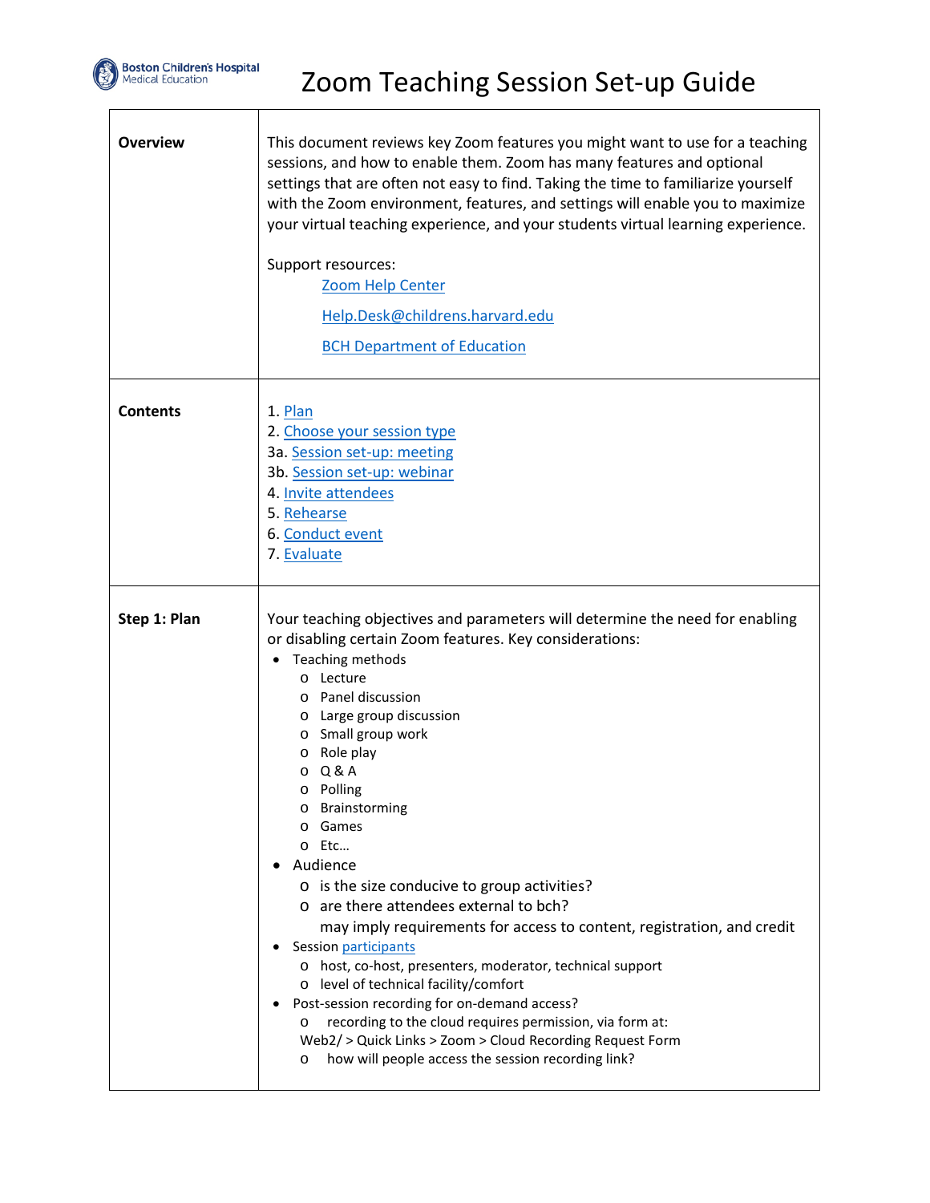Boston Children's Hospital Medical Education

# Zoom Teaching Session Set-up Guide

| | |
|---|---|
| **Overview** | This document reviews key Zoom features you might want to use for a teaching sessions, and how to enable them. Zoom has many features and optional settings that are often not easy to find. Taking the time to familiarize yourself with the Zoom environment, features, and settings will enable you to maximize your virtual teaching experience, and your students virtual learning experience.<br><br>Support resources:<br>Zoom Help Center<br>Help.Desk@childrens.harvard.edu<br>BCH Department of Education |
| **Contents** | 1. Plan<br>2. Choose your session type<br>3a. Session set-up: meeting<br>3b. Session set-up: webinar<br>4. Invite attendees<br>5. Rehearse<br>6. Conduct event<br>7. Evaluate |
| **Step 1: Plan** | Your teaching objectives and parameters will determine the need for enabling or disabling certain Zoom features. Key considerations:<br>• Teaching methods<br>  o Lecture<br>  o Panel discussion<br>  o Large group discussion<br>  o Small group work<br>  o Role play<br>  o Q & A<br>  o Polling<br>  o Brainstorming<br>  o Games<br>  o Etc…<br>• Audience<br>  o is the size conducive to group activities?<br>  o are there attendees external to bch?<br>  may imply requirements for access to content, registration, and credit<br>• Session participants<br>  o host, co-host, presenters, moderator, technical support<br>  o level of technical facility/comfort<br>• Post-session recording for on-demand access?<br>  o recording to the cloud requires permission, via form at:<br>  Web2/ > Quick Links > Zoom > Cloud Recording Request Form<br>  o how will people access the session recording link? |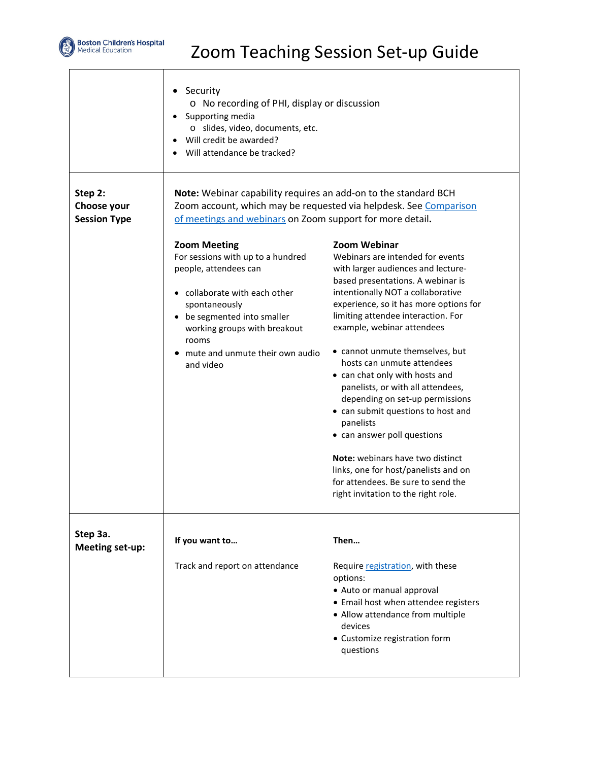# Zoom Teaching Session Set-up Guide

| | |
|---|---|
| | • Security<br>  o No recording of PHI, display or discussion<br>• Supporting media<br>  o slides, video, documents, etc.<br>• Will credit be awarded?<br>• Will attendance be tracked? |
| **Step 2: Choose your Session Type** | **Note:** Webinar capability requires an add-on to the standard BCH Zoom account, which may be requested via helpdesk. See [Comparison of meetings and webinars]() on Zoom support for more detail.<br><br>**Zoom Meeting**<br>For sessions with up to a hundred people, attendees can<br>• collaborate with each other spontaneously<br>• be segmented into smaller working groups with breakout rooms<br>• mute and unmute their own audio and video<br><br>**Zoom Webinar**<br>Webinars are intended for events with larger audiences and lecture-based presentations. A webinar is intentionally NOT a collaborative experience, so it has more options for limiting attendee interaction. For example, webinar attendees<br>• cannot unmute themselves, but hosts can unmute attendees<br>• can chat only with hosts and panelists, or with all attendees, depending on set-up permissions<br>• can submit questions to host and panelists<br>• can answer poll questions<br><br>**Note:** webinars have two distinct links, one for host/panelists and on for attendees. Be sure to send the right invitation to the right role. |
| **Step 3a. Meeting set-up:** | **If you want to…** → **Then…**<br><br>Track and report on attendance → Require [registration](), with these options:<br>• Auto or manual approval<br>• Email host when attendee registers<br>• Allow attendance from multiple devices<br>• Customize registration form questions |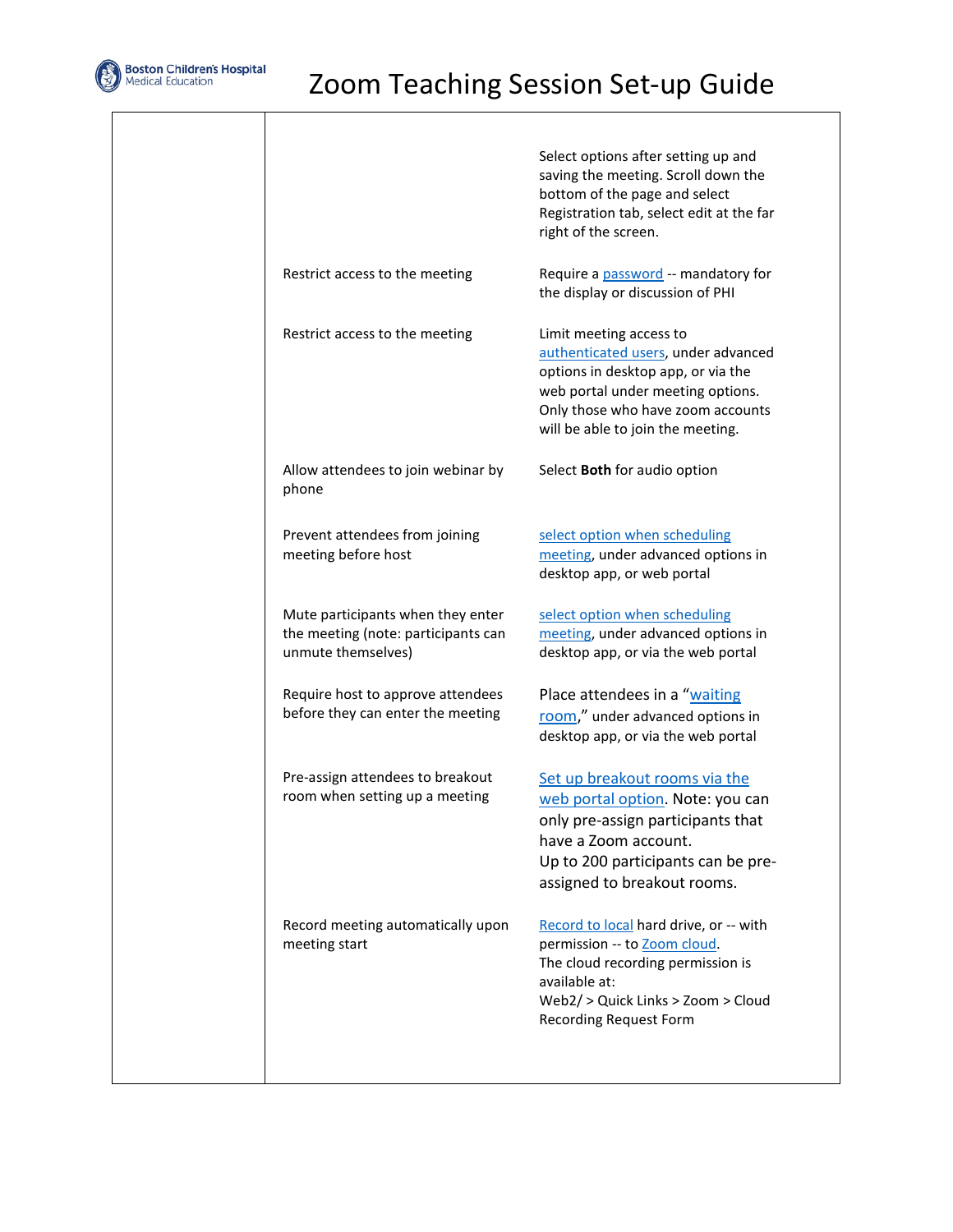# Zoom Teaching Session Set-up Guide

| | | |
|---|---|---|
| | | Select options after setting up and saving the meeting. Scroll down the bottom of the page and select Registration tab, select edit at the far right of the screen. |
| | Restrict access to the meeting | Require a password -- mandatory for the display or discussion of PHI |
| | Restrict access to the meeting | Limit meeting access to authenticated users, under advanced options in desktop app, or via the web portal under meeting options. Only those who have zoom accounts will be able to join the meeting. |
| | Allow attendees to join webinar by phone | Select **Both** for audio option |
| | Prevent attendees from joining meeting before host | select option when scheduling meeting, under advanced options in desktop app, or web portal |
| | Mute participants when they enter the meeting (note: participants can unmute themselves) | select option when scheduling meeting, under advanced options in desktop app, or via the web portal |
| | Require host to approve attendees before they can enter the meeting | Place attendees in a "waiting room," under advanced options in desktop app, or via the web portal |
| | Pre-assign attendees to breakout room when setting up a meeting | Set up breakout rooms via the web portal option. Note: you can only pre-assign participants that have a Zoom account. Up to 200 participants can be pre-assigned to breakout rooms. |
| | Record meeting automatically upon meeting start | Record to local hard drive, or -- with permission -- to Zoom cloud. The cloud recording permission is available at: Web2/ > Quick Links > Zoom > Cloud Recording Request Form |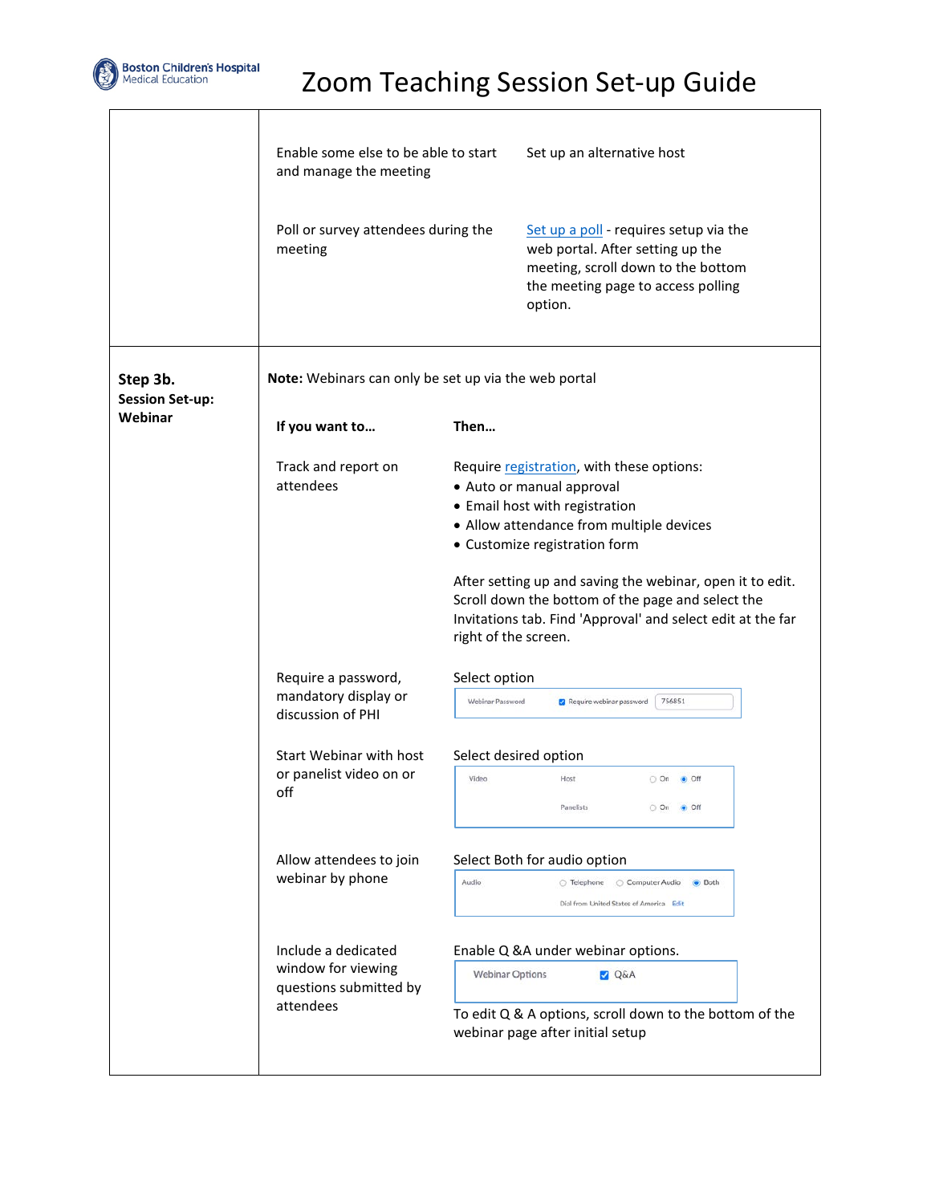# Zoom Teaching Session Set-up Guide

| | |
|---|---|
| | Enable some else to be able to start and manage the meeting — Set up an alternative host<br><br>Poll or survey attendees during the meeting — Set up a poll - requires setup via the web portal. After setting up the meeting, scroll down to the bottom the meeting page to access polling option. |
| **Step 3b. Session Set-up: Webinar** | **Note:** Webinars can only be set up via the web portal |

| If you want to… | Then… |
|---|---|
| Track and report on attendees | Require registration, with these options:<br>• Auto or manual approval<br>• Email host with registration<br>• Allow attendance from multiple devices<br>• Customize registration form<br><br>After setting up and saving the webinar, open it to edit. Scroll down the bottom of the page and select the Invitations tab. Find 'Approval' and select edit at the far right of the screen. |
| Require a password, mandatory display or discussion of PHI | Select option<br>Webinar Password ☑ Require webinar password 756851 |
| Start Webinar with host or panelist video on or off | Select desired option<br>Video — Host ○ On ◉ Off; Panelists ○ On ◉ Off |
| Allow attendees to join webinar by phone | Select Both for audio option<br>Audio ○ Telephone ○ Computer Audio ◉ Both<br>Dial from United States of America Edit |
| Include a dedicated window for viewing questions submitted by attendees | Enable Q &A under webinar options.<br>Webinar Options ☑ Q&A<br><br>To edit Q & A options, scroll down to the bottom of the webinar page after initial setup |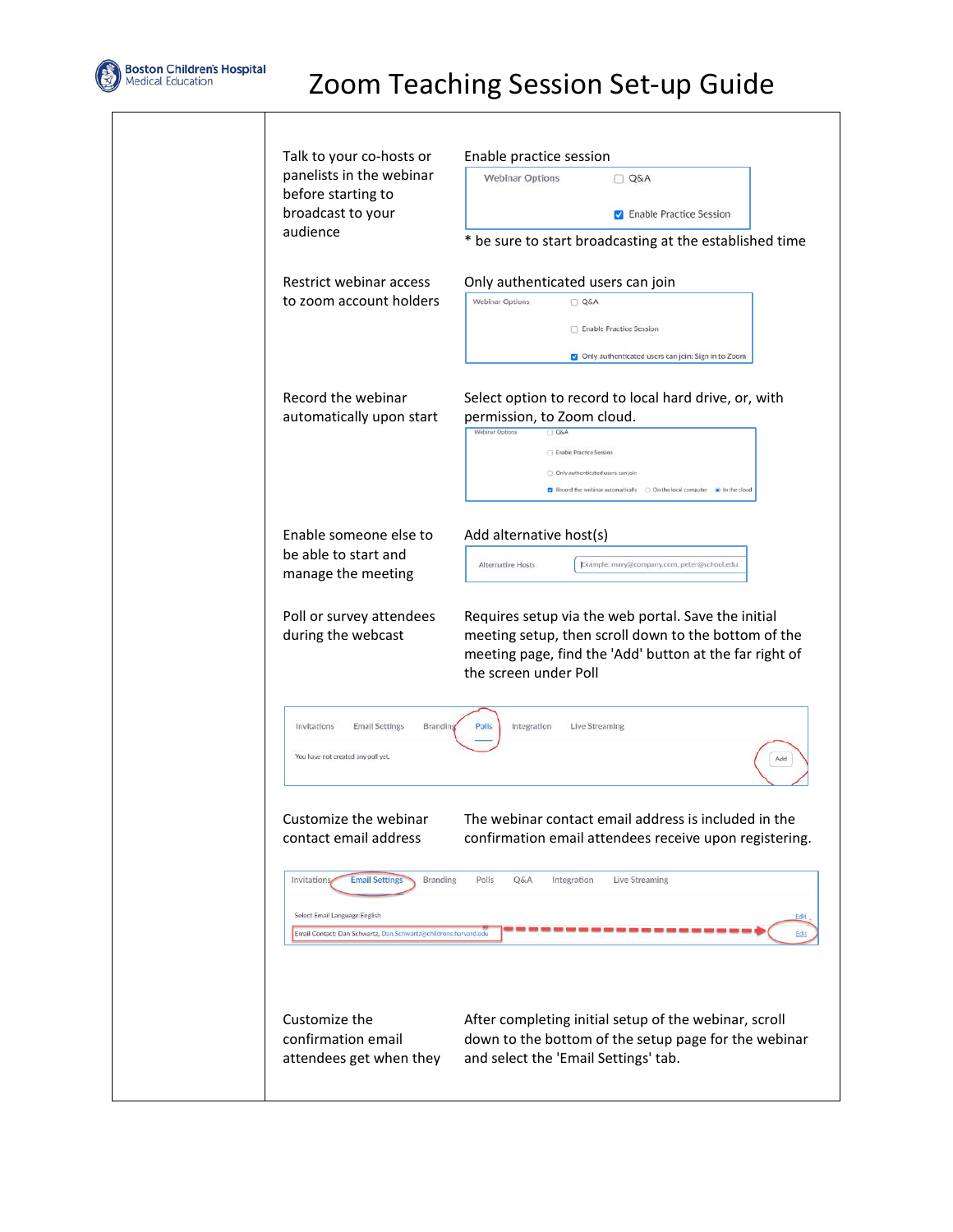# Zoom Teaching Session Set-up Guide

| | | |
|---|---|---|
| | Talk to your co-hosts or panelists in the webinar before starting to broadcast to your audience | Enable practice session<br><br>Webinar Options ☐ Q&A ☑ Enable Practice Session<br><br>* be sure to start broadcasting at the established time |
| | Restrict webinar access to zoom account holders | Only authenticated users can join<br><br>Webinar Options ☐ Q&A ☐ Enable Practice Session ☑ Only authenticated users can join: Sign in to Zoom |
| | Record the webinar automatically upon start | Select option to record to local hard drive, or, with permission, to Zoom cloud.<br><br>Webinar Options ☐ Q&A ☐ Enable Practice Session ☐ Only authenticated users can join ☑ Record the webinar automatically ○ On the local computer ◉ In the cloud |
| | Enable someone else to be able to start and manage the meeting | Add alternative host(s)<br><br>Alternative Hosts: Example: mary@company.com, peter@school.edu |
| | Poll or survey attendees during the webcast | Requires setup via the web portal. Save the initial meeting setup, then scroll down to the bottom of the meeting page, find the 'Add' button at the far right of the screen under Poll<br><br>Invitations · Email Settings · Branding · Polls · Integration · Live Streaming<br>You have not created any poll yet. · Add |
| | Customize the webinar contact email address | The webinar contact email address is included in the confirmation email attendees receive upon registering.<br><br>Invitations · Email Settings · Branding · Polls · Q&A · Integration · Live Streaming<br>Select Email Language: English · Edit<br>Email Contact: Dan Schwartz, Dan.Schwartz@childrens.harvard.edu · Edit |
| | Customize the confirmation email attendees get when they | After completing initial setup of the webinar, scroll down to the bottom of the setup page for the webinar and select the 'Email Settings' tab. |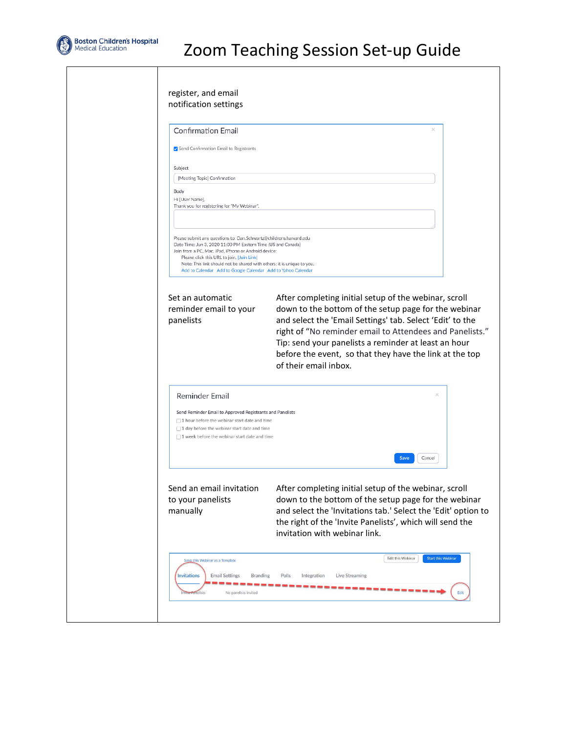# Zoom Teaching Session Set-up Guide

register, and email notification settings

Confirmation Email

Send Confirmation Email to Registrants

Subject

[Meeting Topic] Confirmation

Body

Hi [User Name],
Thank you for registering for "My Webinar".

Please submit any questions to: Dan.Schwartz@childrens.harvard.edu
Date Time: Jun 3, 2020 11:00 PM Eastern Time (US and Canada)
Join from a PC, Mac, iPad, iPhone or Android device:
Please click this URL to join. [Join Link]
Note: This link should not be shared with others; it is unique to you.
Add to Calendar Add to Google Calendar Add to Yahoo Calendar

| | |
|---|---|
| Set an automatic reminder email to your panelists | After completing initial setup of the webinar, scroll down to the bottom of the setup page for the webinar and select the 'Email Settings' tab. Select 'Edit' to the right of "No reminder email to Attendees and Panelists." Tip: send your panelists a reminder at least an hour before the event, so that they have the link at the top of their email inbox. |

Reminder Email

Send Reminder Email to Approved Registrants and Panelists

- 1 hour before the webinar start date and time
- 1 day before the webinar start date and time
- 1 week before the webinar start date and time

Save Cancel

| | |
|---|---|
| Send an email invitation to your panelists manually | After completing initial setup of the webinar, scroll down to the bottom of the setup page for the webinar and select the 'Invitations tab.' Select the 'Edit' option to the right of the 'Invite Panelists', which will send the invitation with webinar link. |

Save this Webinar as a Template | Edit this Webinar | Start this Webinar

Invitations | Email Settings | Branding | Polls | Integration | Live Streaming

Invite Panelists | No panelists invited | Edit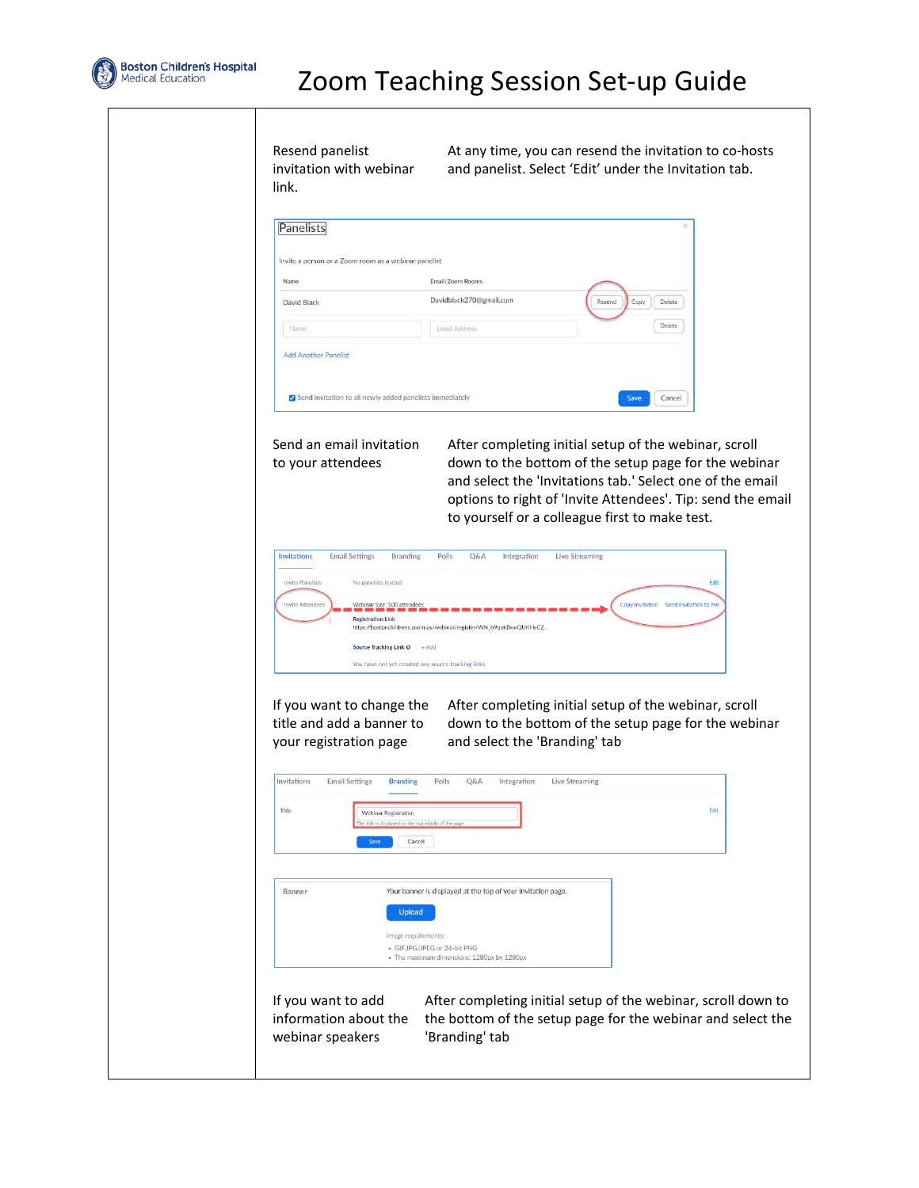| | | |
|---|---|---|
| | Resend panelist invitation with webinar link. | At any time, you can resend the invitation to co-hosts and panelist. Select 'Edit' under the Invitation tab. |
| | Send an email invitation to your attendees | After completing initial setup of the webinar, scroll down to the bottom of the setup page for the webinar and select the 'Invitations tab.' Select one of the email options to right of 'Invite Attendees'. Tip: send the email to yourself or a colleague first to make test. |
| | If you want to change the title and add a banner to your registration page | After completing initial setup of the webinar, scroll down to the bottom of the setup page for the webinar and select the 'Branding' tab |
| | If you want to add information about the webinar speakers | After completing initial setup of the webinar, scroll down to the bottom of the setup page for the webinar and select the 'Branding' tab |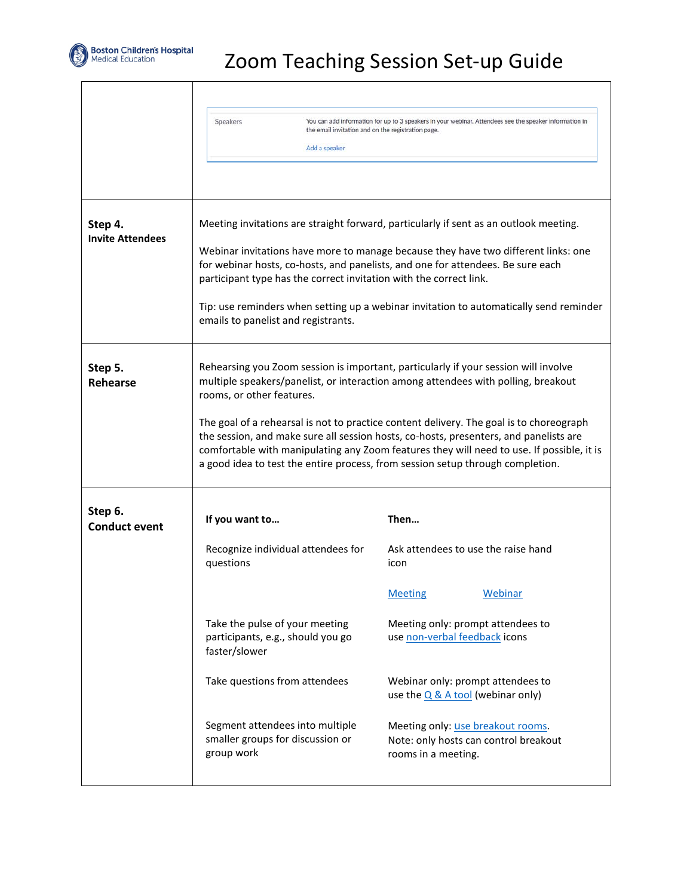# Zoom Teaching Session Set-up Guide

| | |
|---|---|
| | Speakers — You can add information for up to 3 speakers in your webinar. Attendees see the speaker information in the email invitation and on the registration page. Add a speaker |
| **Step 4. Invite Attendees** | Meeting invitations are straight forward, particularly if sent as an outlook meeting.<br><br>Webinar invitations have more to manage because they have two different links: one for webinar hosts, co-hosts, and panelists, and one for attendees. Be sure each participant type has the correct invitation with the correct link.<br><br>Tip: use reminders when setting up a webinar invitation to automatically send reminder emails to panelist and registrants. |
| **Step 5. Rehearse** | Rehearsing you Zoom session is important, particularly if your session will involve multiple speakers/panelist, or interaction among attendees with polling, breakout rooms, or other features.<br><br>The goal of a rehearsal is not to practice content delivery. The goal is to choreograph the session, and make sure all session hosts, co-hosts, presenters, and panelists are comfortable with manipulating any Zoom features they will need to use. If possible, it is a good idea to test the entire process, from session setup through completion. |
| **Step 6. Conduct event** | See table below |

| If you want to… | Then… |
|---|---|
| Recognize individual attendees for questions | Ask attendees to use the raise hand icon<br><br>Meeting      Webinar |
| Take the pulse of your meeting participants, e.g., should you go faster/slower | Meeting only: prompt attendees to use non-verbal feedback icons |
| Take questions from attendees | Webinar only: prompt attendees to use the Q & A tool (webinar only) |
| Segment attendees into multiple smaller groups for discussion or group work | Meeting only: use breakout rooms. Note: only hosts can control breakout rooms in a meeting. |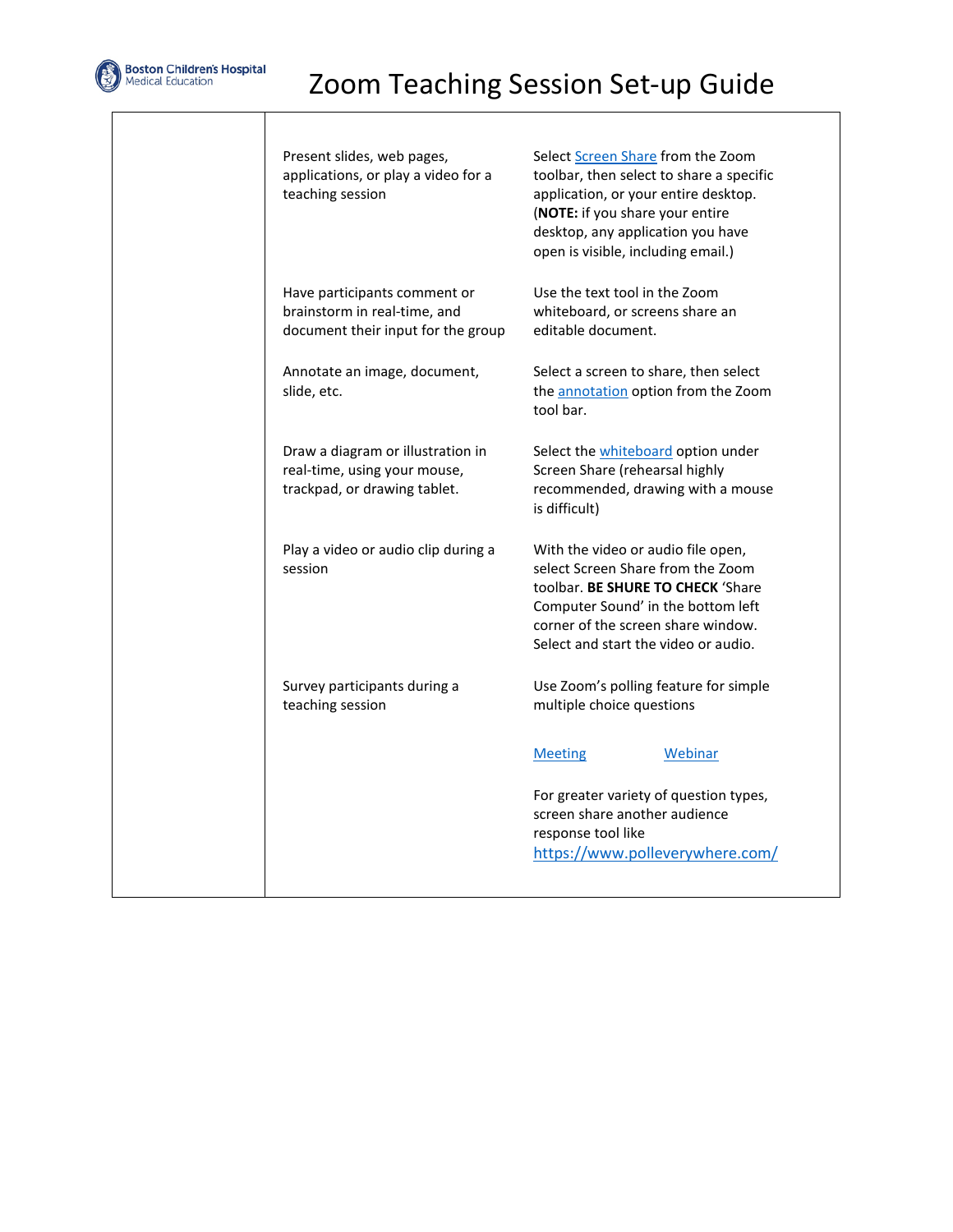# Zoom Teaching Session Set-up Guide

| | | |
|---|---|---|
| | Present slides, web pages, applications, or play a video for a teaching session | Select Screen Share from the Zoom toolbar, then select to share a specific application, or your entire desktop. (**NOTE:** if you share your entire desktop, any application you have open is visible, including email.) |
| | Have participants comment or brainstorm in real-time, and document their input for the group | Use the text tool in the Zoom whiteboard, or screens share an editable document. |
| | Annotate an image, document, slide, etc. | Select a screen to share, then select the annotation option from the Zoom tool bar. |
| | Draw a diagram or illustration in real-time, using your mouse, trackpad, or drawing tablet. | Select the whiteboard option under Screen Share (rehearsal highly recommended, drawing with a mouse is difficult) |
| | Play a video or audio clip during a session | With the video or audio file open, select Screen Share from the Zoom toolbar. **BE SHURE TO CHECK** 'Share Computer Sound' in the bottom left corner of the screen share window. Select and start the video or audio. |
| | Survey participants during a teaching session | Use Zoom's polling feature for simple multiple choice questions<br><br>Meeting Webinar<br><br>For greater variety of question types, screen share another audience response tool like https://www.polleverywhere.com/ |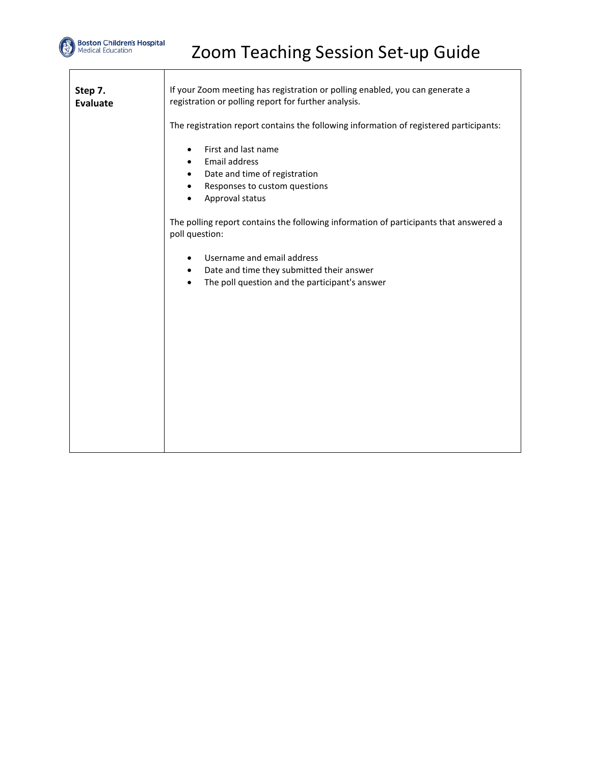| | |
|---|---|
| **Step 7. Evaluate** | If your Zoom meeting has registration or polling enabled, you can generate a registration or polling report for further analysis.<br><br>The registration report contains the following information of registered participants:<br><br>• First and last name<br>• Email address<br>• Date and time of registration<br>• Responses to custom questions<br>• Approval status<br><br>The polling report contains the following information of participants that answered a poll question:<br><br>• Username and email address<br>• Date and time they submitted their answer<br>• The poll question and the participant's answer |